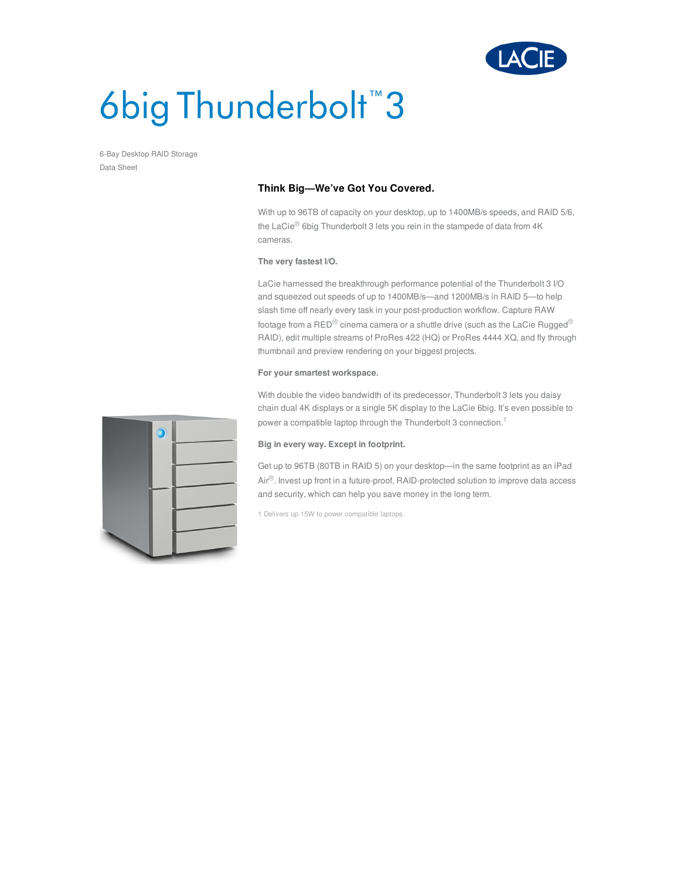// [LaCie logo]

# 6big Thunderbolt™ 3

6-Bay Desktop RAID Storage
Data Sheet

## Think Big—We've Got You Covered.

With up to 96TB of capacity on your desktop, up to 1400MB/s speeds, and RAID 5/6, the LaCie® 6big Thunderbolt 3 lets you rein in the stampede of data from 4K cameras.

**The very fastest I/O.**

LaCie harnessed the breakthrough performance potential of the Thunderbolt 3 I/O and squeezed out speeds of up to 1400MB/s—and 1200MB/s in RAID 5—to help slash time off nearly every task in your post-production workflow. Capture RAW footage from a RED® cinema camera or a shuttle drive (such as the LaCie Rugged® RAID), edit multiple streams of ProRes 422 (HQ) or ProRes 4444 XQ, and fly through thumbnail and preview rendering on your biggest projects.

**For your smartest workspace.**

With double the video bandwidth of its predecessor, Thunderbolt 3 lets you daisy chain dual 4K displays or a single 5K display to the LaCie 6big. It's even possible to power a compatible laptop through the Thunderbolt 3 connection.[1]

**Big in every way. Except in footprint.**

Get up to 96TB (80TB in RAID 5) on your desktop—in the same footprint as an iPad Air®. Invest up front in a future-proof, RAID-protected solution to improve data access and security, which can help you save money in the long term.

1 Delivers up 15W to power compatible laptops.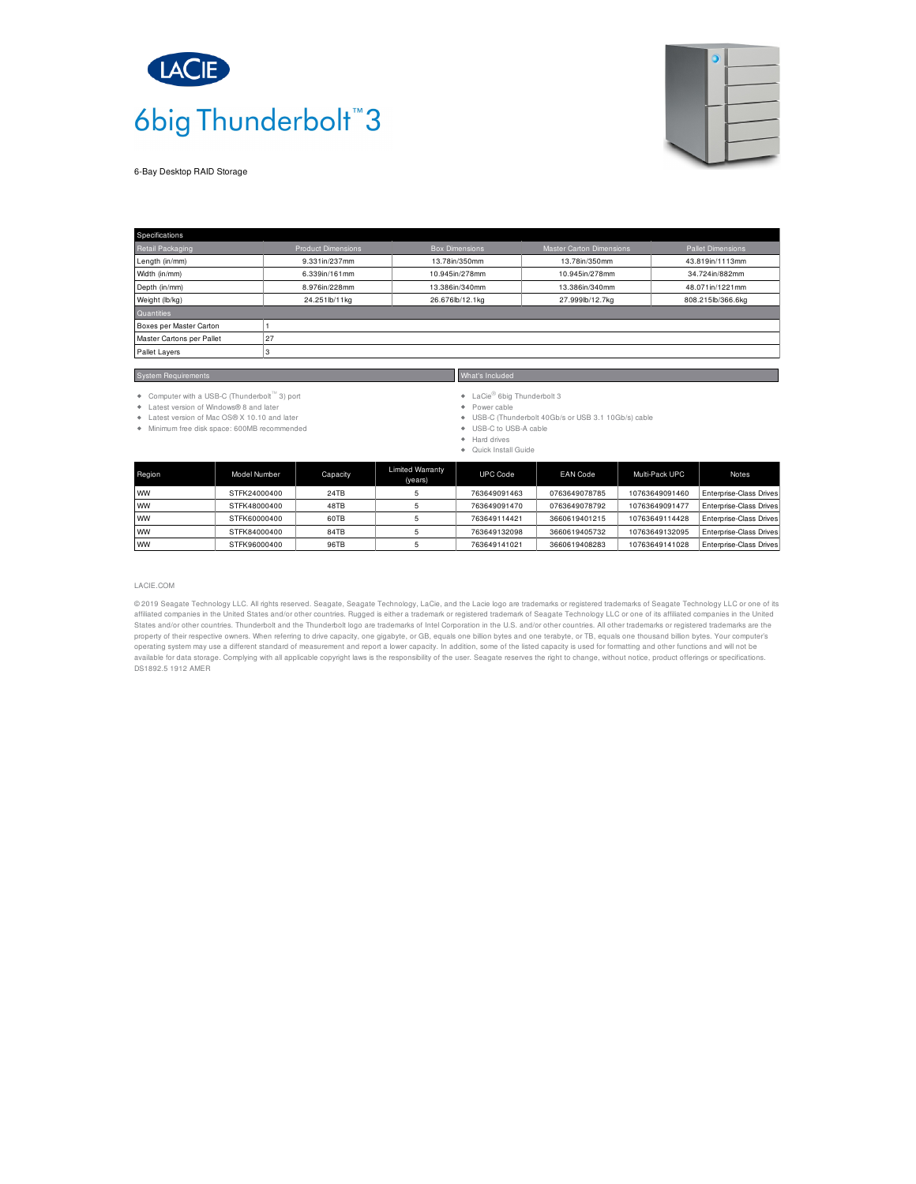# LACIE

# 6big Thunderbolt™ 3

6-Bay Desktop RAID Storage

| Specifications | | | | |
|---|---|---|---|---|
| Retail Packaging | Product Dimensions | Box Dimensions | Master Carton Dimensions | Pallet Dimensions |
| Length (in/mm) | 9.331in/237mm | 13.78in/350mm | 13.78in/350mm | 43.819in/1113mm |
| Width (in/mm) | 6.339in/161mm | 10.945in/278mm | 10.945in/278mm | 34.724in/882mm |
| Depth (in/mm) | 8.976in/228mm | 13.386in/340mm | 13.386in/340mm | 48.071in/1221mm |
| Weight (lb/kg) | 24.251lb/11kg | 26.676lb/12.1kg | 27.999lb/12.7kg | 808.215lb/366.6kg |
| Quantities | | | | |
| Boxes per Master Carton | 1 | | | |
| Master Cartons per Pallet | 27 | | | |
| Pallet Layers | 3 | | | |

## System Requirements

- Computer with a USB-C (Thunderbolt™ 3) port
- Latest version of Windows® 8 and later
- Latest version of Mac OS® X 10.10 and later
- Minimum free disk space: 600MB recommended

## What's Included

- LaCie® 6big Thunderbolt 3
- Power cable
- USB-C (Thunderbolt 40Gb/s or USB 3.1 10Gb/s) cable
- USB-C to USB-A cable
- Hard drives
- Quick Install Guide

| Region | Model Number | Capacity | Limited Warranty (years) | UPC Code | EAN Code | Multi-Pack UPC | Notes |
|---|---|---|---|---|---|---|---|
| WW | STFK24000400 | 24TB | 5 | 763649091463 | 0763649078785 | 10763649091460 | Enterprise-Class Drives |
| WW | STFK48000400 | 48TB | 5 | 763649091470 | 0763649078792 | 10763649091477 | Enterprise-Class Drives |
| WW | STFK60000400 | 60TB | 5 | 763649114421 | 3660619401215 | 10763649114428 | Enterprise-Class Drives |
| WW | STFK84000400 | 84TB | 5 | 763649132098 | 3660619405732 | 10763649132095 | Enterprise-Class Drives |
| WW | STFK96000400 | 96TB | 5 | 763649141021 | 3660619408283 | 10763649141028 | Enterprise-Class Drives |

LACIE.COM

© 2019 Seagate Technology LLC. All rights reserved. Seagate, Seagate Technology, LaCie, and the Lacie logo are trademarks or registered trademarks of Seagate Technology LLC or one of its affiliated companies in the United States and/or other countries. Rugged is either a trademark or registered trademark of Seagate Technology LLC or one of its affiliated companies in the United States and/or other countries. Thunderbolt and the Thunderbolt logo are trademarks of Intel Corporation in the U.S. and/or other countries. All other trademarks or registered trademarks are the property of their respective owners. When referring to drive capacity, one gigabyte, or GB, equals one billion bytes and one terabyte, or TB, equals one thousand billion bytes. Your computer's operating system may use a different standard of measurement and report a lower capacity. In addition, some of the listed capacity is used for formatting and other functions and will not be available for data storage. Complying with all applicable copyright laws is the responsibility of the user. Seagate reserves the right to change, without notice, product offerings or specifications. DS1892.5 1912 AMER